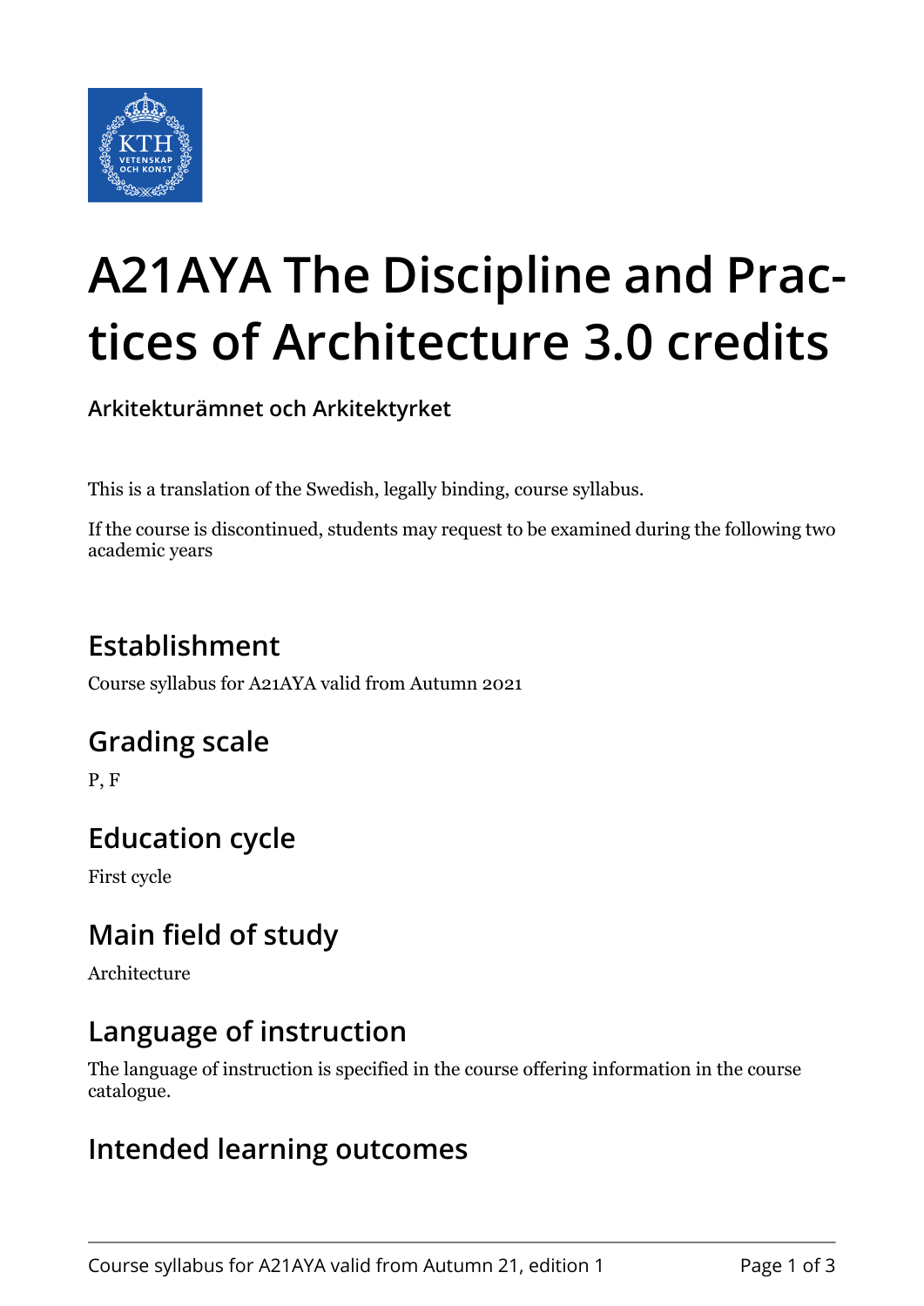# A21AYA The Discipline and Practices of Architecture 3.0 credits

**Arkitekturämnet och Arkitektyrket**

This is a translation of the Swedish, legally binding, course syllabus.

If the course is discontinued, students may request to be examined during the following two academic years

## Establishment

Course syllabus for A21AYA valid from Autumn 2021

## Grading scale

P, F

## Education cycle

First cycle

## Main field of study

Architecture

## Language of instruction

The language of instruction is specified in the course offering information in the course catalogue.

## Intended learning outcomes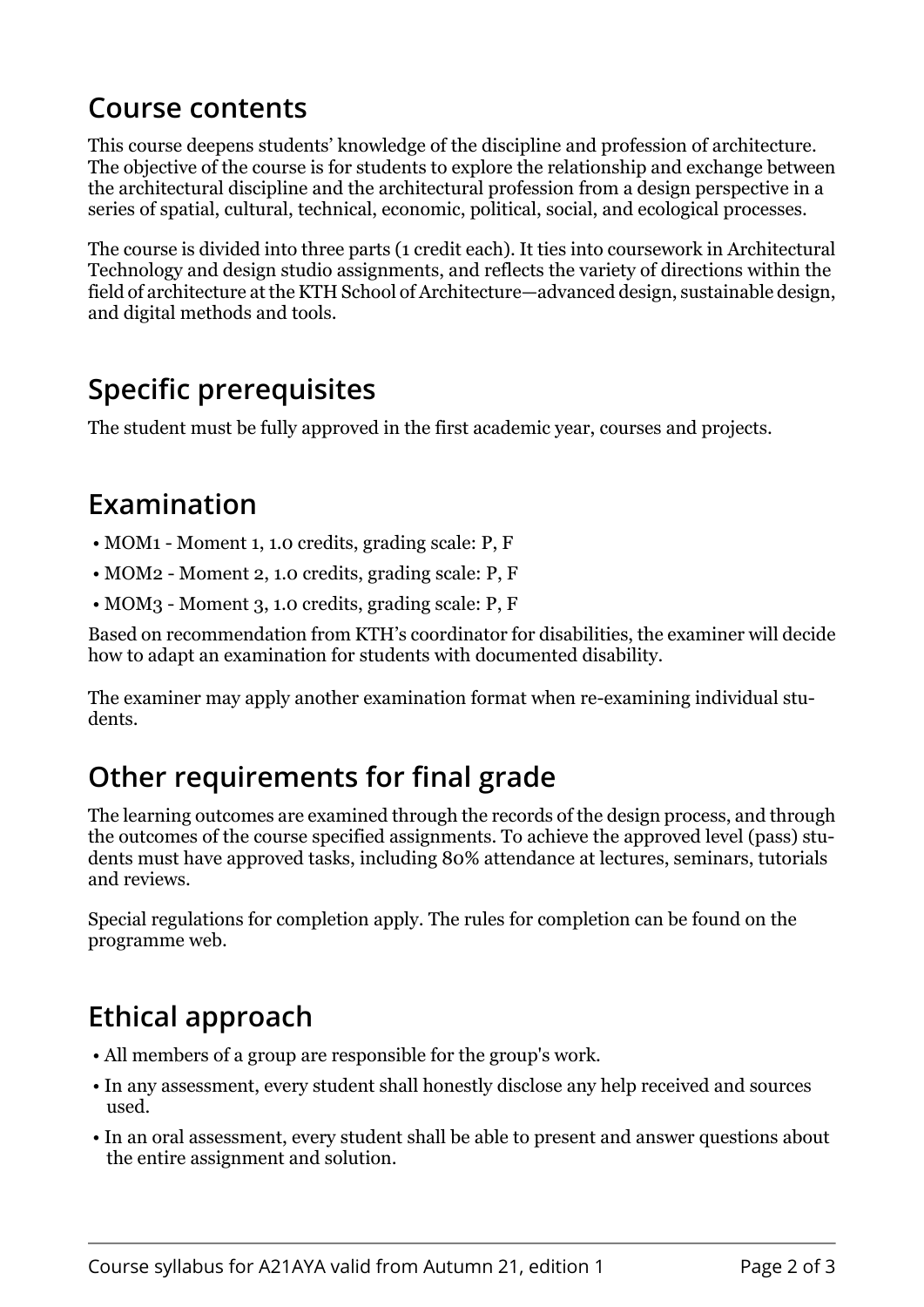## Course contents

This course deepens students' knowledge of the discipline and profession of architecture. The objective of the course is for students to explore the relationship and exchange between the architectural discipline and the architectural profession from a design perspective in a series of spatial, cultural, technical, economic, political, social, and ecological processes.

The course is divided into three parts (1 credit each). It ties into coursework in Architectural Technology and design studio assignments, and reflects the variety of directions within the field of architecture at the KTH School of Architecture—advanced design, sustainable design, and digital methods and tools.

## Specific prerequisites

The student must be fully approved in the first academic year, courses and projects.

## Examination

- MOM1 - Moment 1, 1.0 credits, grading scale: P, F
- MOM2 - Moment 2, 1.0 credits, grading scale: P, F
- MOM3 - Moment 3, 1.0 credits, grading scale: P, F

Based on recommendation from KTH's coordinator for disabilities, the examiner will decide how to adapt an examination for students with documented disability.

The examiner may apply another examination format when re-examining individual students.

## Other requirements for final grade

The learning outcomes are examined through the records of the design process, and through the outcomes of the course specified assignments. To achieve the approved level (pass) students must have approved tasks, including 80% attendance at lectures, seminars, tutorials and reviews.

Special regulations for completion apply. The rules for completion can be found on the programme web.

## Ethical approach

- All members of a group are responsible for the group's work.
- In any assessment, every student shall honestly disclose any help received and sources used.
- In an oral assessment, every student shall be able to present and answer questions about the entire assignment and solution.